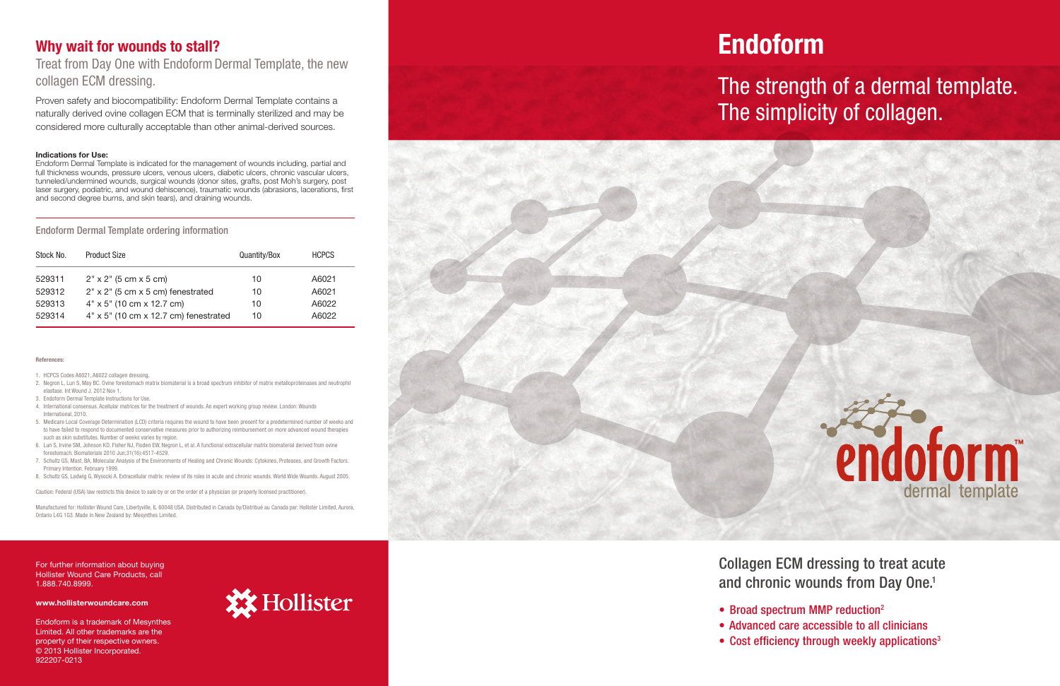# Endoform

## The strength of a dermal template. The simplicity of collagen.

endoform™
dermal template

Collagen ECM dressing to treat acute and chronic wounds from Day One.[1]

- Broad spectrum MMP reduction[2]
- Advanced care accessible to all clinicians
- Cost efficiency through weekly applications[3]

## Why wait for wounds to stall?

Treat from Day One with Endoform Dermal Template, the new collagen ECM dressing.

Proven safety and biocompatibility: Endoform Dermal Template contains a naturally derived ovine collagen ECM that is terminally sterilized and may be considered more culturally acceptable than other animal-derived sources.

**Indications for Use:**
Endoform Dermal Template is indicated for the management of wounds including, partial and full thickness wounds, pressure ulcers, venous ulcers, diabetic ulcers, chronic vascular ulcers, tunneled/undermined wounds, surgical wounds (donor sites, grafts, post Moh's surgery, post laser surgery, podiatric, and wound dehiscence), traumatic wounds (abrasions, lacerations, first and second degree burns, and skin tears), and draining wounds.

### Endoform Dermal Template ordering information

| Stock No. | Product Size | Quantity/Box | HCPCS |
|---|---|---|---|
| 529311 | 2" x 2" (5 cm x 5 cm) | 10 | A6021 |
| 529312 | 2" x 2" (5 cm x 5 cm) fenestrated | 10 | A6021 |
| 529313 | 4" x 5" (10 cm x 12.7 cm) | 10 | A6022 |
| 529314 | 4" x 5" (10 cm x 12.7 cm) fenestrated | 10 | A6022 |

**References:**

1. HCPCS Codes A6021, A6022 collagen dressing.
2. Negron L, Lun S, May BC. Ovine forestomach matrix biomaterial is a broad spectrum inhibitor of matrix metalloproteinases and neutrophil elastase. Int Wound J. 2012 Nov 1.
3. Endoform Dermal Template Instructions for Use.
4. International consensus. Acellular matrices for the treatment of wounds. An expert working group review. London: Wounds International, 2010.
5. Medicare Local Coverage Determination (LCD) criteria requires the wound to have been present for a predetermined number of weeks and to have failed to respond to documented conservative measures prior to authorizing reimbursement on more advanced wound therapies such as skin substitutes. Number of weeks varies by region.
6. Lun S, Irvine SM, Johnson KD, Fisher NJ, Floden EW, Negron L, et al. A functional extracellular matrix biomaterial derived from ovine forestomach. Biomaterials 2010 Jun;31(16):4517-4529.
7. Schultz GS, Mast, BA, Molecular Analysis of the Environments of Healing and Chronic Wounds: Cytokines, Proteases, and Growth Factors. Primary Intention. February 1999.
8. Schultz GS, Ladwig G, Wysocki A. Extracellular matrix: review of its roles in acute and chronic wounds. World Wide Wounds. August 2005.

Caution: Federal (USA) law restricts this device to sale by or on the order of a physician (or properly licensed practitioner).

Manufactured for: Hollister Wound Care, Libertyville, IL 60048 USA. Distributed in Canada by/Distribué au Canada par: Hollister Limited, Aurora, Ontario L4G 1G3. Made in New Zealand by: Mesynthes Limited.

For further information about buying Hollister Wound Care Products, call 1.888.740.8999.

**www.hollisterwoundcare.com**

Endoform is a trademark of Mesynthes Limited. All other trademarks are the property of their respective owners.
© 2013 Hollister Incorporated.
922207-0213

Hollister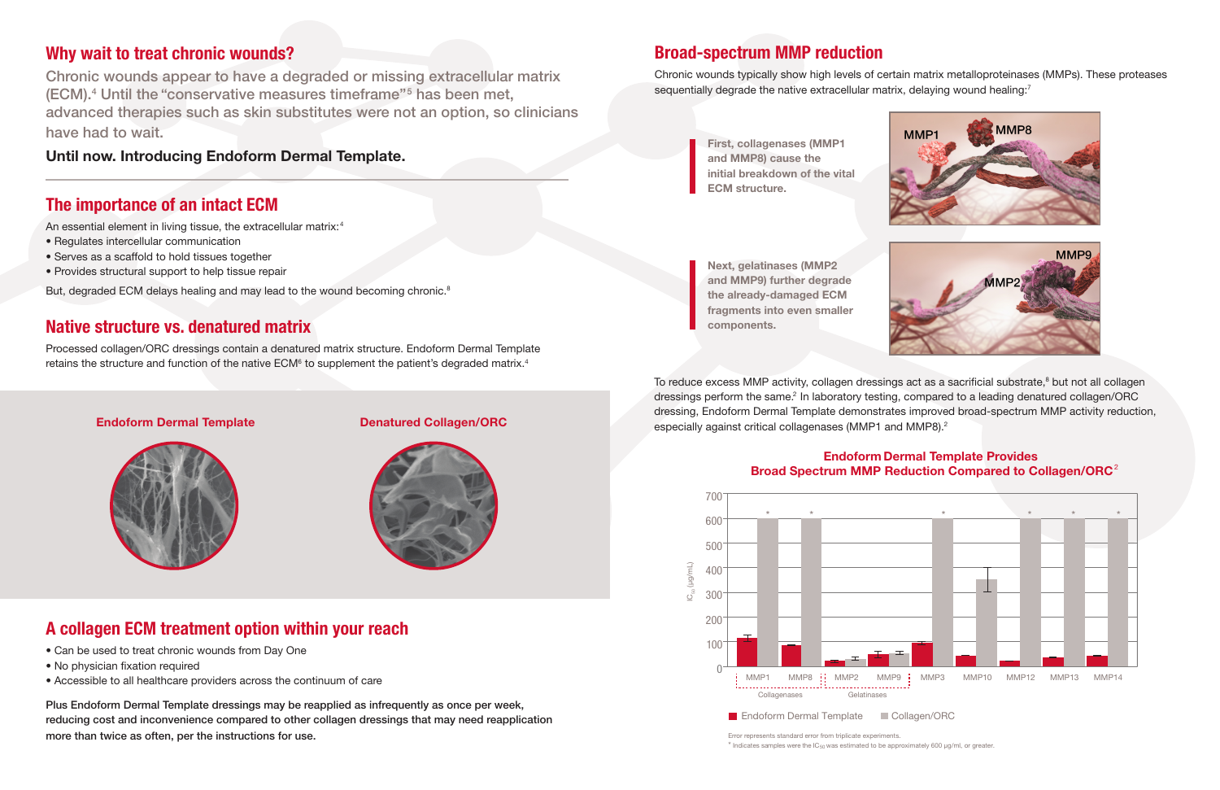## Why wait to treat chronic wounds?

Chronic wounds appear to have a degraded or missing extracellular matrix (ECM).[4] Until the "conservative measures timeframe"[5] has been met, advanced therapies such as skin substitutes were not an option, so clinicians have had to wait.

**Until now. Introducing Endoform Dermal Template.**

## The importance of an intact ECM

An essential element in living tissue, the extracellular matrix:[4]

- Regulates intercellular communication
- Serves as a scaffold to hold tissues together
- Provides structural support to help tissue repair

But, degraded ECM delays healing and may lead to the wound becoming chronic.[8]

## Native structure vs. denatured matrix

Processed collagen/ORC dressings contain a denatured matrix structure. Endoform Dermal Template retains the structure and function of the native ECM[6] to supplement the patient's degraded matrix.[4]

**Endoform Dermal Template**

**Denatured Collagen/ORC**

## A collagen ECM treatment option within your reach

- Can be used to treat chronic wounds from Day One
- No physician fixation required
- Accessible to all healthcare providers across the continuum of care

**Plus Endoform Dermal Template dressings may be reapplied as infrequently as once per week, reducing cost and inconvenience compared to other collagen dressings that may need reapplication more than twice as often, per the instructions for use.**

## Broad-spectrum MMP reduction

Chronic wounds typically show high levels of certain matrix metalloproteinases (MMPs). These proteases sequentially degrade the native extracellular matrix, delaying wound healing:[7]

**First, collagenases (MMP1 and MMP8) cause the initial breakdown of the vital ECM structure.**

MMP1 MMP8

**Next, gelatinases (MMP2 and MMP9) further degrade the already-damaged ECM fragments into even smaller components.**

MMP9 MMP2

To reduce excess MMP activity, collagen dressings act as a sacrificial substrate,[8] but not all collagen dressings perform the same.[2] In laboratory testing, compared to a leading denatured collagen/ORC dressing, Endoform Dermal Template demonstrates improved broad-spectrum MMP activity reduction, especially against critical collagenases (MMP1 and MMP8).[2]

**Endoform Dermal Template Provides Broad Spectrum MMP Reduction Compared to Collagen/ORC[2]**

$IC_{50}$ (µg/mL)

700
600
500
400
300
200
100
0

MMP1 MMP8 MMP2 MMP9 MMP3 MMP10 MMP12 MMP13 MMP14

Collagenases Gelatinases

Endoform Dermal Template Collagen/ORC

Error represents standard error from triplicate experiments.

* Indicates samples were the $IC_{50}$ was estimated to be approximately 600 µg/ml, or greater.